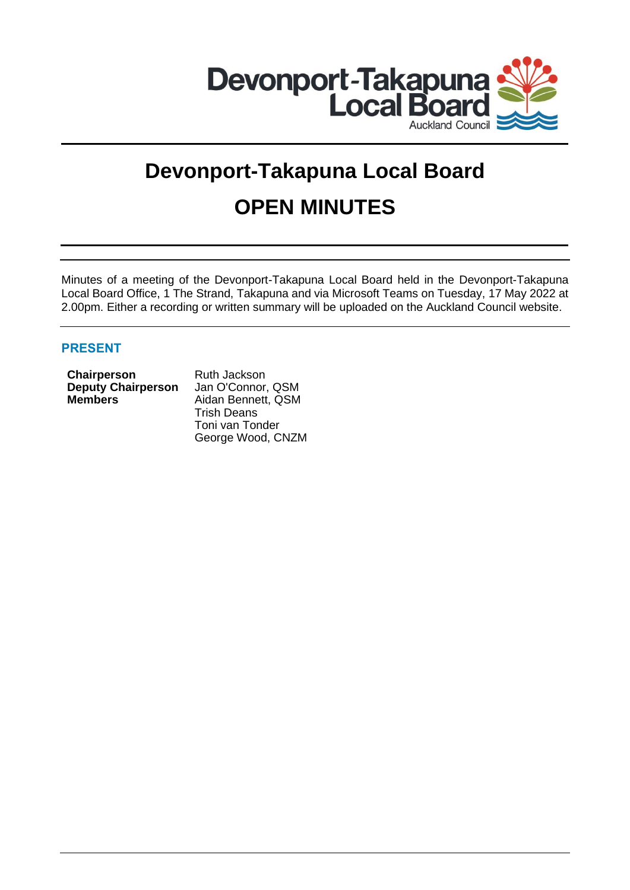# Devonport-Takapuna Local Board

# OPEN MINUTES

Minutes of a meeting of the Devonport-Takapuna Local Board held in the Devonport-Takapuna Local Board Office, 1 The Strand, Takapuna and via Microsoft Teams on Tuesday, 17 May 2022 at 2.00pm. Either a recording or written summary will be uploaded on the Auckland Council website.

## PRESENT

| | |
|---|---|
| **Chairperson** | Ruth Jackson |
| **Deputy Chairperson** | Jan O'Connor, QSM |
| **Members** | Aidan Bennett, QSM |
| | Trish Deans |
| | Toni van Tonder |
| | George Wood, CNZM |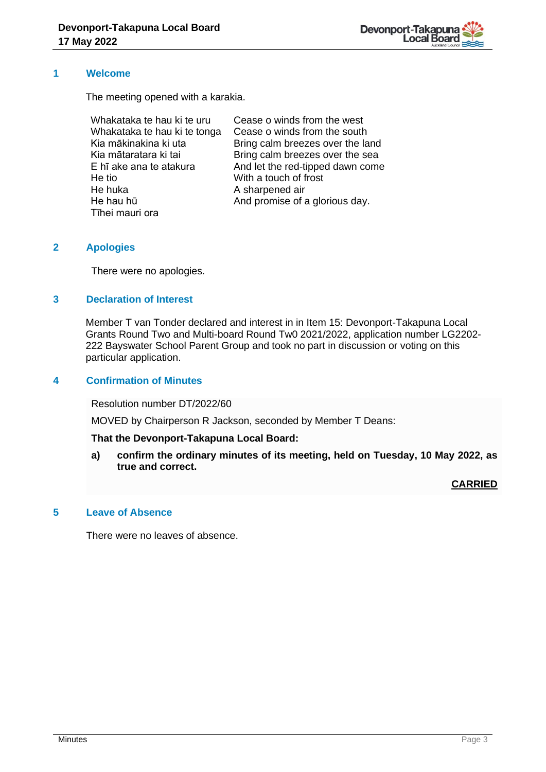## 1 Welcome

The meeting opened with a karakia.

| | |
|---|---|
| Whakataka te hau ki te uru | Cease o winds from the west |
| Whakataka te hau ki te tonga | Cease o winds from the south |
| Kia mākinakina ki uta | Bring calm breezes over the land |
| Kia mātaratara ki tai | Bring calm breezes over the sea |
| E hī ake ana te atakura | And let the red-tipped dawn come |
| He tio | With a touch of frost |
| He huka | A sharpened air |
| He hau hū | And promise of a glorious day. |
| Tīhei mauri ora | |

## 2 Apologies

There were no apologies.

## 3 Declaration of Interest

Member T van Tonder declared and interest in in Item 15: Devonport-Takapuna Local Grants Round Two and Multi-board Round Tw0 2021/2022, application number LG2202-222 Bayswater School Parent Group and took no part in discussion or voting on this particular application.

## 4 Confirmation of Minutes

Resolution number DT/2022/60

MOVED by Chairperson R Jackson, seconded by Member T Deans:

**That the Devonport-Takapuna Local Board:**

**a) confirm the ordinary minutes of its meeting, held on Tuesday, 10 May 2022, as true and correct.**

**CARRIED**

## 5 Leave of Absence

There were no leaves of absence.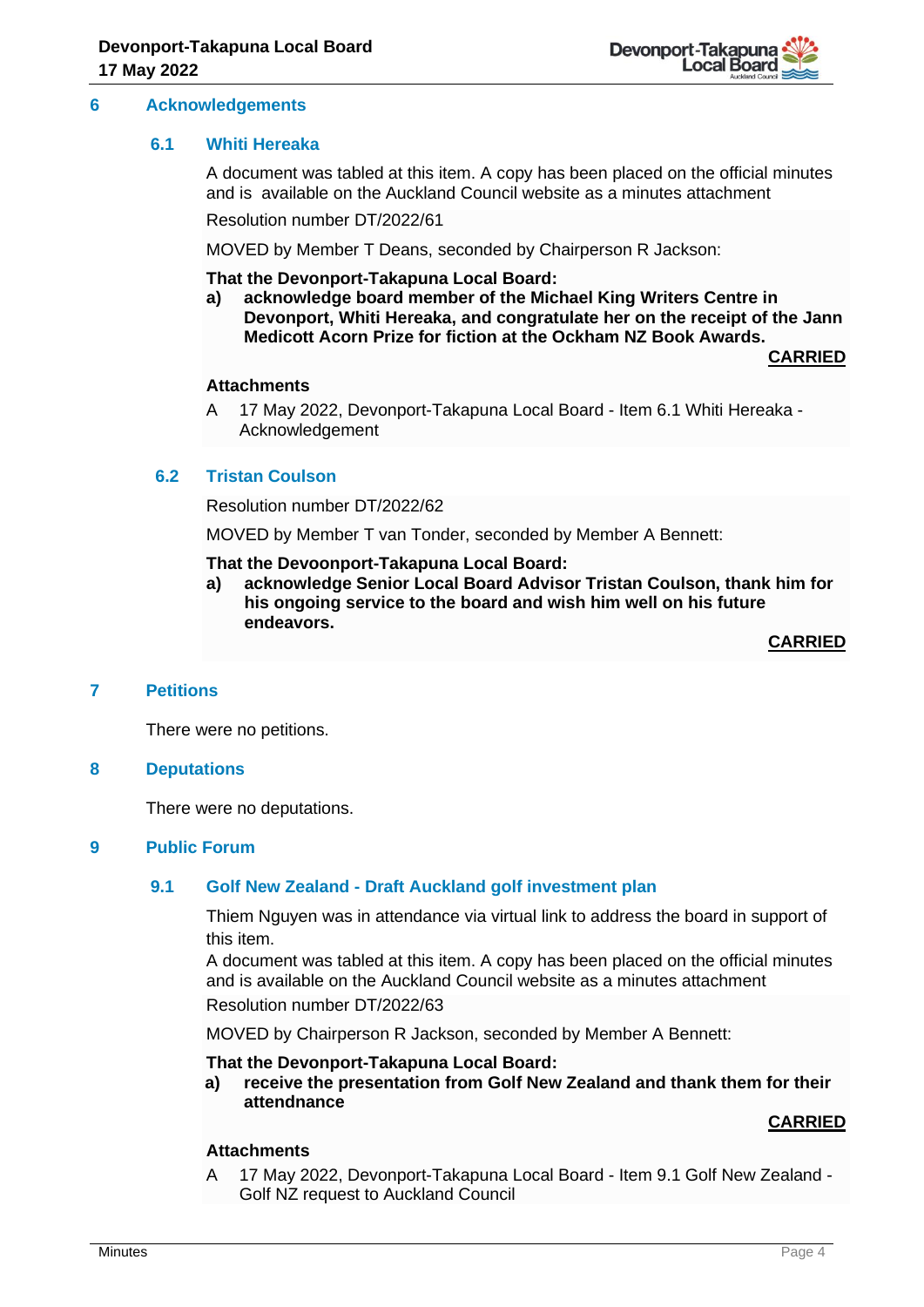## 6 Acknowledgements

### 6.1 Whiti Hereaka

A document was tabled at this item. A copy has been placed on the official minutes and is available on the Auckland Council website as a minutes attachment

Resolution number DT/2022/61

MOVED by Member T Deans, seconded by Chairperson R Jackson:

**That the Devonport-Takapuna Local Board:**

**a) acknowledge board member of the Michael King Writers Centre in Devonport, Whiti Hereaka, and congratulate her on the receipt of the Jann Medicott Acorn Prize for fiction at the Ockham NZ Book Awards.**

**CARRIED**

**Attachments**

A 17 May 2022, Devonport-Takapuna Local Board - Item 6.1 Whiti Hereaka - Acknowledgement

### 6.2 Tristan Coulson

Resolution number DT/2022/62

MOVED by Member T van Tonder, seconded by Member A Bennett:

**That the Devoonport-Takapuna Local Board:**

**a) acknowledge Senior Local Board Advisor Tristan Coulson, thank him for his ongoing service to the board and wish him well on his future endeavors.**

**CARRIED**

## 7 Petitions

There were no petitions.

## 8 Deputations

There were no deputations.

## 9 Public Forum

### 9.1 Golf New Zealand - Draft Auckland golf investment plan

Thiem Nguyen was in attendance via virtual link to address the board in support of this item.

A document was tabled at this item. A copy has been placed on the official minutes and is available on the Auckland Council website as a minutes attachment

Resolution number DT/2022/63

MOVED by Chairperson R Jackson, seconded by Member A Bennett:

**That the Devonport-Takapuna Local Board:**

**a) receive the presentation from Golf New Zealand and thank them for their attendnance**

**CARRIED**

**Attachments**

A 17 May 2022, Devonport-Takapuna Local Board - Item 9.1 Golf New Zealand - Golf NZ request to Auckland Council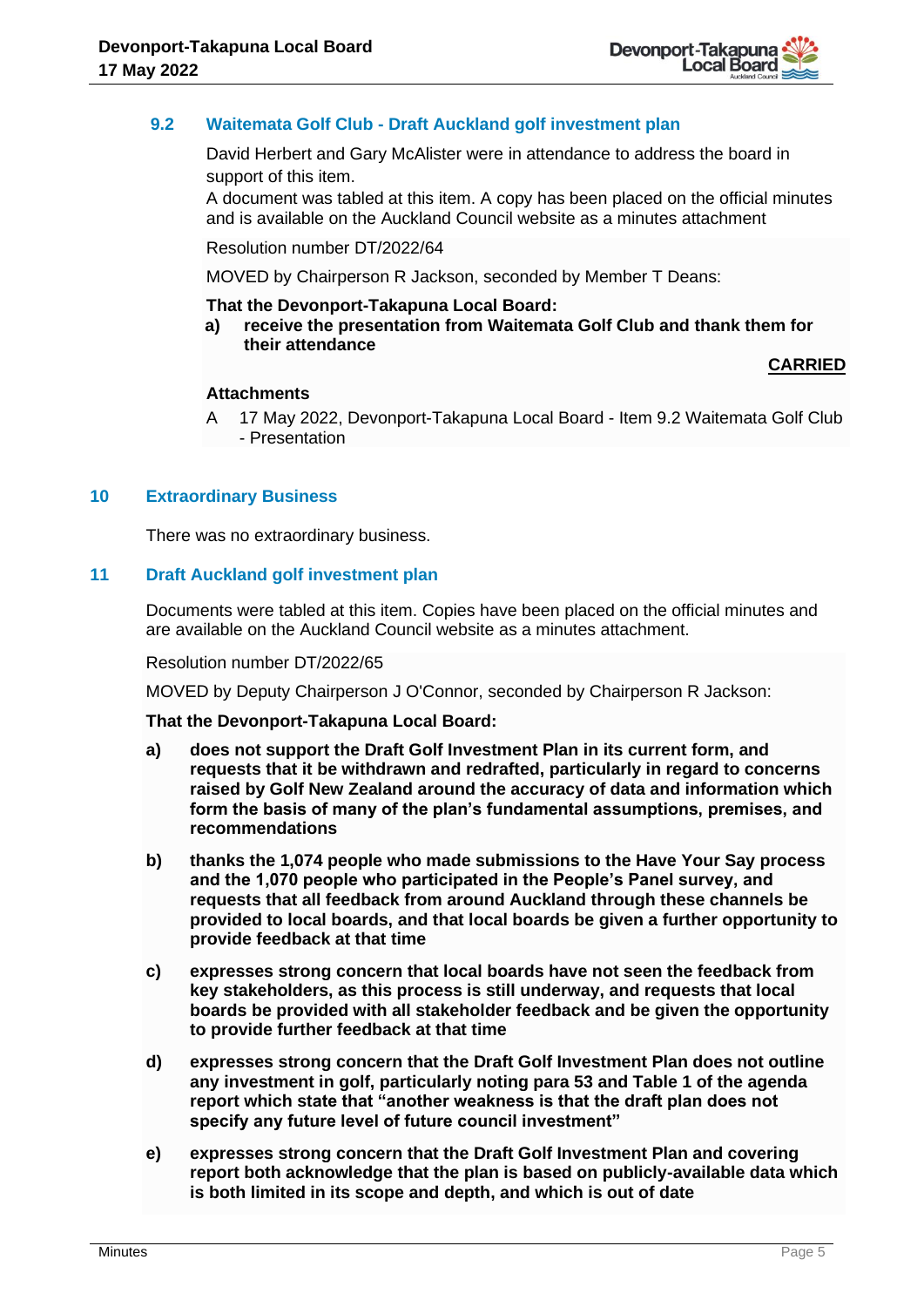### 9.2 Waitemata Golf Club - Draft Auckland golf investment plan

David Herbert and Gary McAlister were in attendance to address the board in support of this item.

A document was tabled at this item. A copy has been placed on the official minutes and is available on the Auckland Council website as a minutes attachment

Resolution number DT/2022/64

MOVED by Chairperson R Jackson, seconded by Member T Deans:

**That the Devonport-Takapuna Local Board:**

**a) receive the presentation from Waitemata Golf Club and thank them for their attendance**

**CARRIED**

**Attachments**

A 17 May 2022, Devonport-Takapuna Local Board - Item 9.2 Waitemata Golf Club - Presentation

## 10 Extraordinary Business

There was no extraordinary business.

## 11 Draft Auckland golf investment plan

Documents were tabled at this item. Copies have been placed on the official minutes and are available on the Auckland Council website as a minutes attachment.

Resolution number DT/2022/65

MOVED by Deputy Chairperson J O'Connor, seconded by Chairperson R Jackson:

**That the Devonport-Takapuna Local Board:**

**a) does not support the Draft Golf Investment Plan in its current form, and requests that it be withdrawn and redrafted, particularly in regard to concerns raised by Golf New Zealand around the accuracy of data and information which form the basis of many of the plan's fundamental assumptions, premises, and recommendations**

**b) thanks the 1,074 people who made submissions to the Have Your Say process and the 1,070 people who participated in the People's Panel survey, and requests that all feedback from around Auckland through these channels be provided to local boards, and that local boards be given a further opportunity to provide feedback at that time**

**c) expresses strong concern that local boards have not seen the feedback from key stakeholders, as this process is still underway, and requests that local boards be provided with all stakeholder feedback and be given the opportunity to provide further feedback at that time**

**d) expresses strong concern that the Draft Golf Investment Plan does not outline any investment in golf, particularly noting para 53 and Table 1 of the agenda report which state that "another weakness is that the draft plan does not specify any future level of future council investment"**

**e) expresses strong concern that the Draft Golf Investment Plan and covering report both acknowledge that the plan is based on publicly-available data which is both limited in its scope and depth, and which is out of date**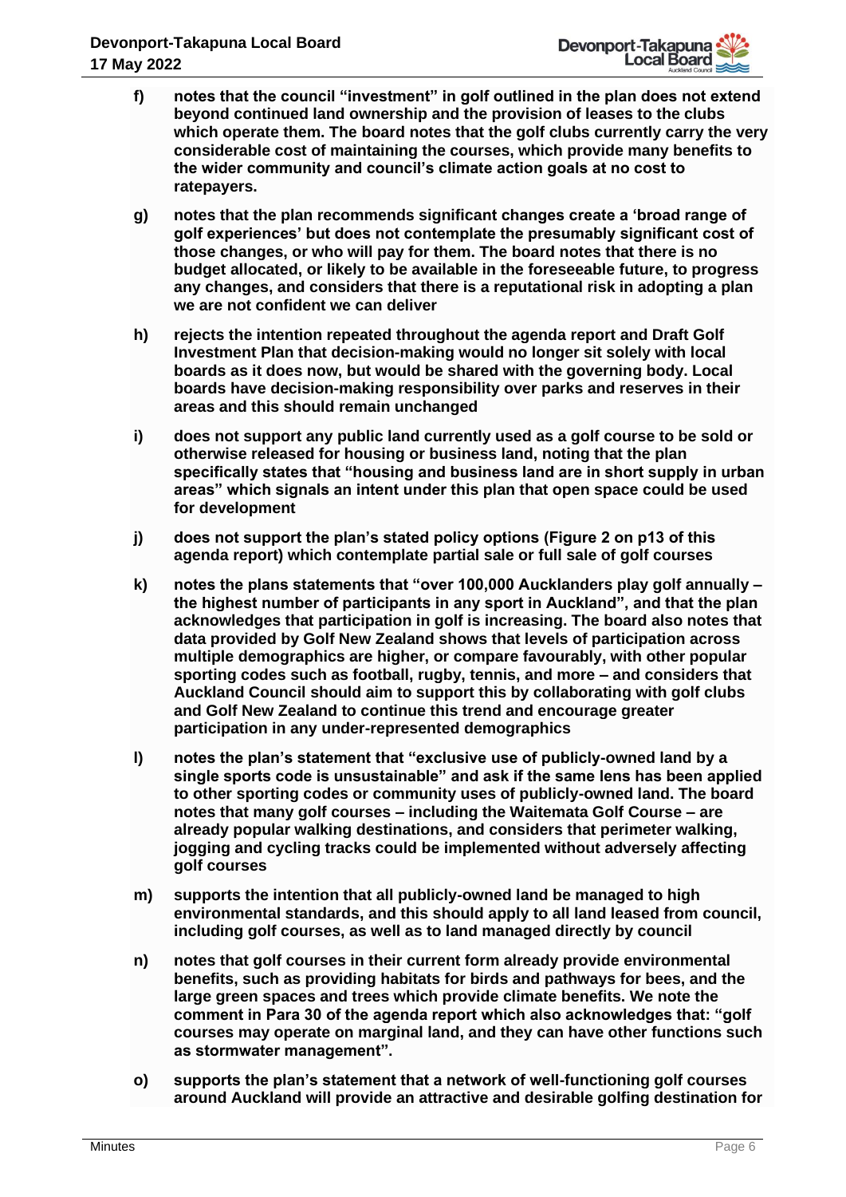f) **notes that the council "investment" in golf outlined in the plan does not extend beyond continued land ownership and the provision of leases to the clubs which operate them. The board notes that the golf clubs currently carry the very considerable cost of maintaining the courses, which provide many benefits to the wider community and council's climate action goals at no cost to ratepayers.**

g) **notes that the plan recommends significant changes create a 'broad range of golf experiences' but does not contemplate the presumably significant cost of those changes, or who will pay for them. The board notes that there is no budget allocated, or likely to be available in the foreseeable future, to progress any changes, and considers that there is a reputational risk in adopting a plan we are not confident we can deliver**

h) **rejects the intention repeated throughout the agenda report and Draft Golf Investment Plan that decision-making would no longer sit solely with local boards as it does now, but would be shared with the governing body. Local boards have decision-making responsibility over parks and reserves in their areas and this should remain unchanged**

i) **does not support any public land currently used as a golf course to be sold or otherwise released for housing or business land, noting that the plan specifically states that "housing and business land are in short supply in urban areas" which signals an intent under this plan that open space could be used for development**

j) **does not support the plan's stated policy options (Figure 2 on p13 of this agenda report) which contemplate partial sale or full sale of golf courses**

k) **notes the plans statements that "over 100,000 Aucklanders play golf annually – the highest number of participants in any sport in Auckland", and that the plan acknowledges that participation in golf is increasing. The board also notes that data provided by Golf New Zealand shows that levels of participation across multiple demographics are higher, or compare favourably, with other popular sporting codes such as football, rugby, tennis, and more – and considers that Auckland Council should aim to support this by collaborating with golf clubs and Golf New Zealand to continue this trend and encourage greater participation in any under-represented demographics**

l) **notes the plan's statement that "exclusive use of publicly-owned land by a single sports code is unsustainable" and ask if the same lens has been applied to other sporting codes or community uses of publicly-owned land. The board notes that many golf courses – including the Waitemata Golf Course – are already popular walking destinations, and considers that perimeter walking, jogging and cycling tracks could be implemented without adversely affecting golf courses**

m) **supports the intention that all publicly-owned land be managed to high environmental standards, and this should apply to all land leased from council, including golf courses, as well as to land managed directly by council**

n) **notes that golf courses in their current form already provide environmental benefits, such as providing habitats for birds and pathways for bees, and the large green spaces and trees which provide climate benefits. We note the comment in Para 30 of the agenda report which also acknowledges that: "golf courses may operate on marginal land, and they can have other functions such as stormwater management".**

o) **supports the plan's statement that a network of well-functioning golf courses around Auckland will provide an attractive and desirable golfing destination for**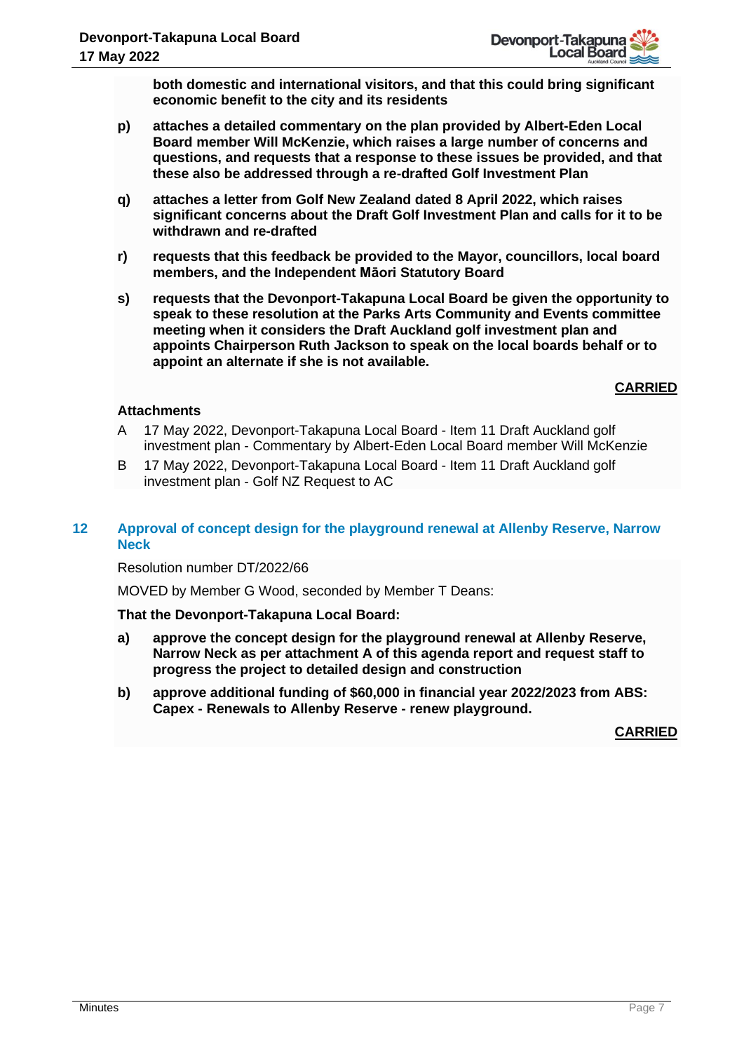**both domestic and international visitors, and that this could bring significant economic benefit to the city and its residents**

**p)** **attaches a detailed commentary on the plan provided by Albert-Eden Local Board member Will McKenzie, which raises a large number of concerns and questions, and requests that a response to these issues be provided, and that these also be addressed through a re-drafted Golf Investment Plan**

**q)** **attaches a letter from Golf New Zealand dated 8 April 2022, which raises significant concerns about the Draft Golf Investment Plan and calls for it to be withdrawn and re-drafted**

**r)** **requests that this feedback be provided to the Mayor, councillors, local board members, and the Independent Māori Statutory Board**

**s)** **requests that the Devonport-Takapuna Local Board be given the opportunity to speak to these resolution at the Parks Arts Community and Events committee meeting when it considers the Draft Auckland golf investment plan and appoints Chairperson Ruth Jackson to speak on the local boards behalf or to appoint an alternate if she is not available.**

**CARRIED**

**Attachments**

A 17 May 2022, Devonport-Takapuna Local Board - Item 11 Draft Auckland golf investment plan - Commentary by Albert-Eden Local Board member Will McKenzie

B 17 May 2022, Devonport-Takapuna Local Board - Item 11 Draft Auckland golf investment plan - Golf NZ Request to AC

## 12 Approval of concept design for the playground renewal at Allenby Reserve, Narrow Neck

Resolution number DT/2022/66

MOVED by Member G Wood, seconded by Member T Deans:

**That the Devonport-Takapuna Local Board:**

**a)** **approve the concept design for the playground renewal at Allenby Reserve, Narrow Neck as per attachment A of this agenda report and request staff to progress the project to detailed design and construction**

**b)** **approve additional funding of $60,000 in financial year 2022/2023 from ABS: Capex - Renewals to Allenby Reserve - renew playground.**

**CARRIED**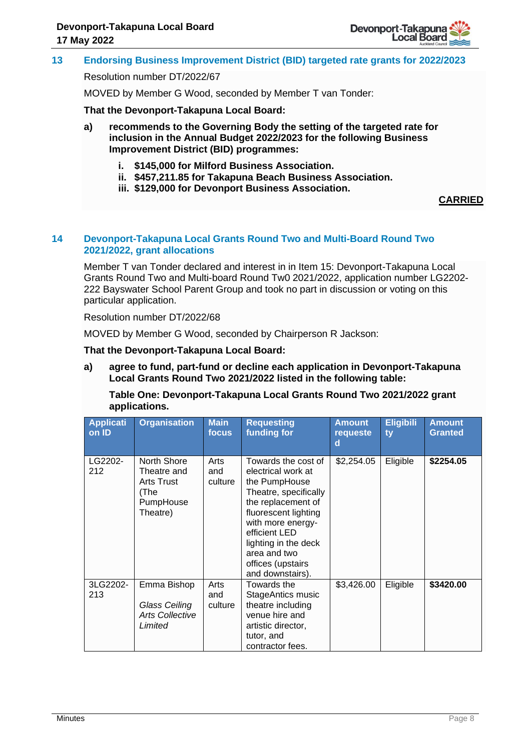## 13 Endorsing Business Improvement District (BID) targeted rate grants for 2022/2023

Resolution number DT/2022/67

MOVED by Member G Wood, seconded by Member T van Tonder:

**That the Devonport-Takapuna Local Board:**

**a) recommends to the Governing Body the setting of the targeted rate for inclusion in the Annual Budget 2022/2023 for the following Business Improvement District (BID) programmes:**

**i. $145,000 for Milford Business Association.**
**ii. $457,211.85 for Takapuna Beach Business Association.**
**iii. $129,000 for Devonport Business Association.**

**CARRIED**

## 14 Devonport-Takapuna Local Grants Round Two and Multi-Board Round Two 2021/2022, grant allocations

Member T van Tonder declared and interest in in Item 15: Devonport-Takapuna Local Grants Round Two and Multi-board Round Tw0 2021/2022, application number LG2202-222 Bayswater School Parent Group and took no part in discussion or voting on this particular application.

Resolution number DT/2022/68

MOVED by Member G Wood, seconded by Chairperson R Jackson:

**That the Devonport-Takapuna Local Board:**

**a) agree to fund, part-fund or decline each application in Devonport-Takapuna Local Grants Round Two 2021/2022 listed in the following table:**

**Table One: Devonport-Takapuna Local Grants Round Two 2021/2022 grant applications.**

| Application ID | Organisation | Main focus | Requesting funding for | Amount requested | Eligibility | Amount Granted |
|---|---|---|---|---|---|---|
| LG2202-212 | North Shore Theatre and Arts Trust (The PumpHouse Theatre) | Arts and culture | Towards the cost of electrical work at the PumpHouse Theatre, specifically the replacement of fluorescent lighting with more energy-efficient LED lighting in the deck area and two offices (upstairs and downstairs). | $2,254.05 | Eligible | **$2254.05** |
| 3LG2202-213 | Emma Bishop *Glass Ceiling Arts Collective Limited* | Arts and culture | Towards the StageAntics music theatre including venue hire and artistic director, tutor, and contractor fees. | $3,426.00 | Eligible | **$3420.00** |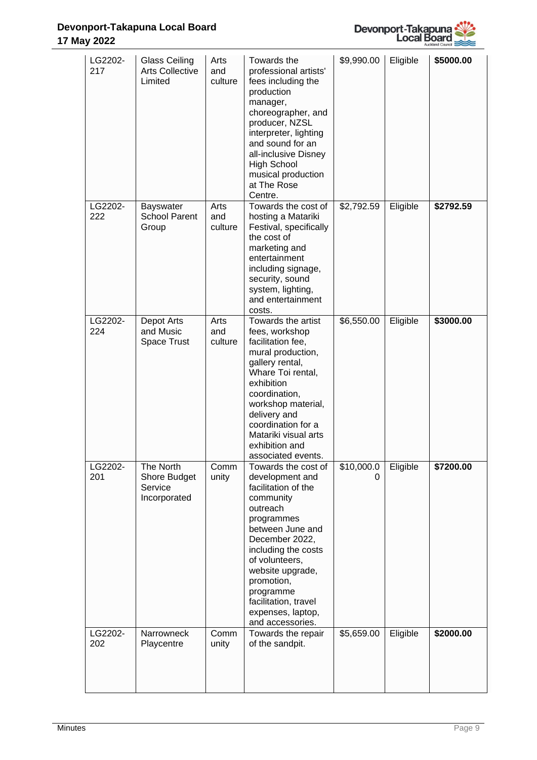| LG2202-217 | Glass Ceiling Arts Collective Limited | Arts and culture | Towards the professional artists' fees including the production manager, choreographer, and producer, NZSL interpreter, lighting and sound for an all-inclusive Disney High School musical production at The Rose Centre. | $9,990.00 | Eligible | **$5000.00** |
|---|---|---|---|---|---|---|
| LG2202-222 | Bayswater School Parent Group | Arts and culture | Towards the cost of hosting a Matariki Festival, specifically the cost of marketing and entertainment including signage, security, sound system, lighting, and entertainment costs. | $2,792.59 | Eligible | **$2792.59** |
| LG2202-224 | Depot Arts and Music Space Trust | Arts and culture | Towards the artist fees, workshop facilitation fee, mural production, gallery rental, Whare Toi rental, exhibition coordination, workshop material, delivery and coordination for a Matariki visual arts exhibition and associated events. | $6,550.00 | Eligible | **$3000.00** |
| LG2202-201 | The North Shore Budget Service Incorporated | Community | Towards the cost of development and facilitation of the community outreach programmes between June and December 2022, including the costs of volunteers, website upgrade, promotion, programme facilitation, travel expenses, laptop, and accessories. | $10,000.00 | Eligible | **$7200.00** |
| LG2202-202 | Narrowneck Playcentre | Community | Towards the repair of the sandpit. | $5,659.00 | Eligible | **$2000.00** |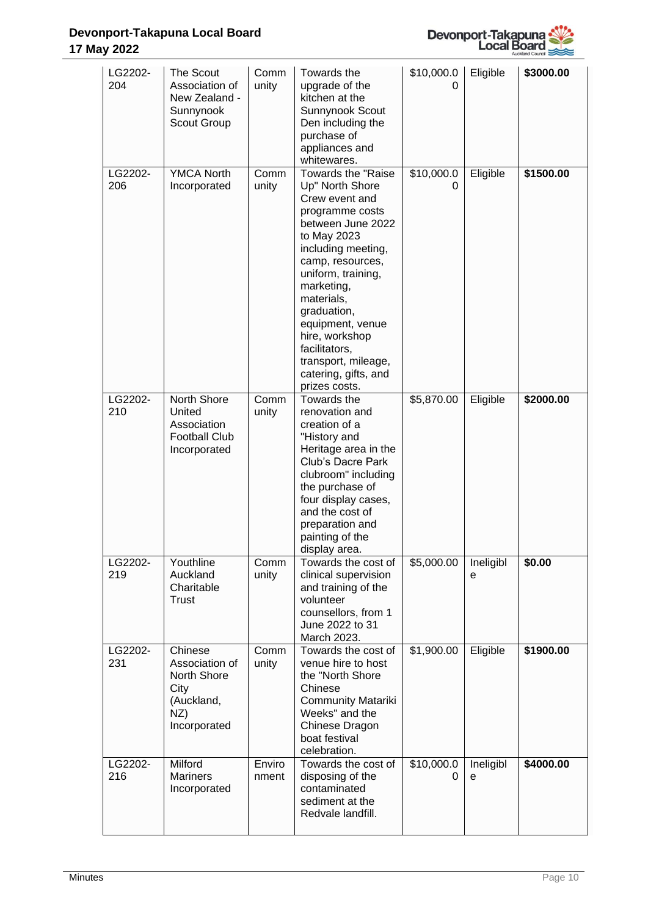| LG2202-204 | The Scout Association of New Zealand - Sunnynook Scout Group | Community | Towards the upgrade of the kitchen at the Sunnynook Scout Den including the purchase of appliances and whitewares. | $10,000.00 | Eligible | **$3000.00** |
|---|---|---|---|---|---|---|
| LG2202-206 | YMCA North Incorporated | Community | Towards the "Raise Up" North Shore Crew event and programme costs between June 2022 to May 2023 including meeting, camp, resources, uniform, training, marketing, materials, graduation, equipment, venue hire, workshop facilitators, transport, mileage, catering, gifts, and prizes costs. | $10,000.00 | Eligible | **$1500.00** |
| LG2202-210 | North Shore United Association Football Club Incorporated | Community | Towards the renovation and creation of a "History and Heritage area in the Club's Dacre Park clubroom" including the purchase of four display cases, and the cost of preparation and painting of the display area. | $5,870.00 | Eligible | **$2000.00** |
| LG2202-219 | Youthline Auckland Charitable Trust | Community | Towards the cost of clinical supervision and training of the volunteer counsellors, from 1 June 2022 to 31 March 2023. | $5,000.00 | Ineligible | **$0.00** |
| LG2202-231 | Chinese Association of North Shore City (Auckland, NZ) Incorporated | Community | Towards the cost of venue hire to host the "North Shore Chinese Community Matariki Weeks" and the Chinese Dragon boat festival celebration. | $1,900.00 | Eligible | **$1900.00** |
| LG2202-216 | Milford Mariners Incorporated | Environment | Towards the cost of disposing of the contaminated sediment at the Redvale landfill. | $10,000.00 | Ineligible | **$4000.00** |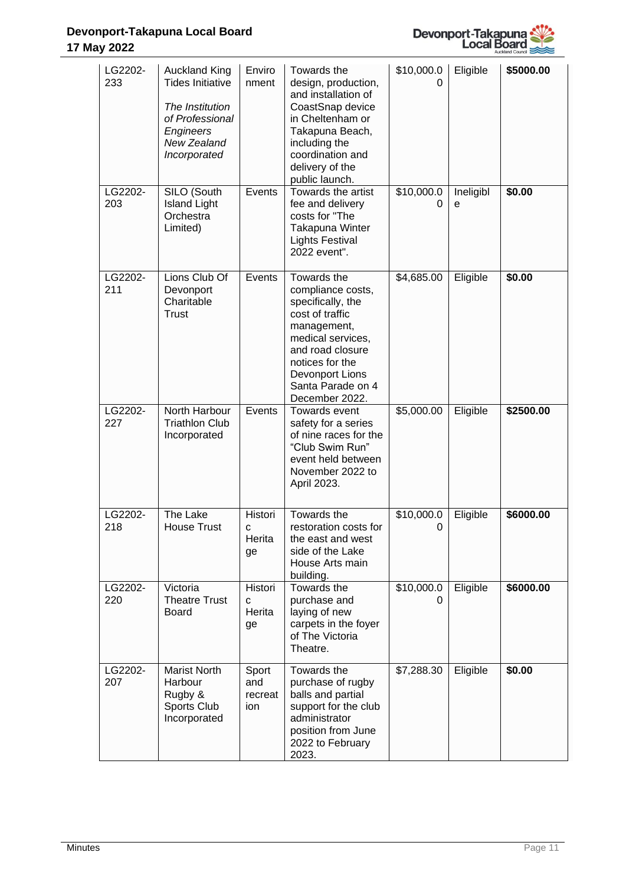| | | | | | | |
|---|---|---|---|---|---|---|
| LG2202-233 | Auckland King Tides Initiative<br><br>*The Institution of Professional Engineers New Zealand Incorporated* | Environment | Towards the design, production, and installation of CoastSnap device in Cheltenham or Takapuna Beach, including the coordination and delivery of the public launch. | $10,000.00 | Eligible | **$5000.00** |
| LG2202-203 | SILO (South Island Light Orchestra Limited) | Events | Towards the artist fee and delivery costs for "The Takapuna Winter Lights Festival 2022 event". | $10,000.00 | Ineligible | **$0.00** |
| LG2202-211 | Lions Club Of Devonport Charitable Trust | Events | Towards the compliance costs, specifically, the cost of traffic management, medical services, and road closure notices for the Devonport Lions Santa Parade on 4 December 2022. | $4,685.00 | Eligible | **$0.00** |
| LG2202-227 | North Harbour Triathlon Club Incorporated | Events | Towards event safety for a series of nine races for the "Club Swim Run" event held between November 2022 to April 2023. | $5,000.00 | Eligible | **$2500.00** |
| LG2202-218 | The Lake House Trust | Historic Heritage | Towards the restoration costs for the east and west side of the Lake House Arts main building. | $10,000.00 | Eligible | **$6000.00** |
| LG2202-220 | Victoria Theatre Trust Board | Historic Heritage | Towards the purchase and laying of new carpets in the foyer of The Victoria Theatre. | $10,000.00 | Eligible | **$6000.00** |
| LG2202-207 | Marist North Harbour Rugby & Sports Club Incorporated | Sport and recreation | Towards the purchase of rugby balls and partial support for the club administrator position from June 2022 to February 2023. | $7,288.30 | Eligible | **$0.00** |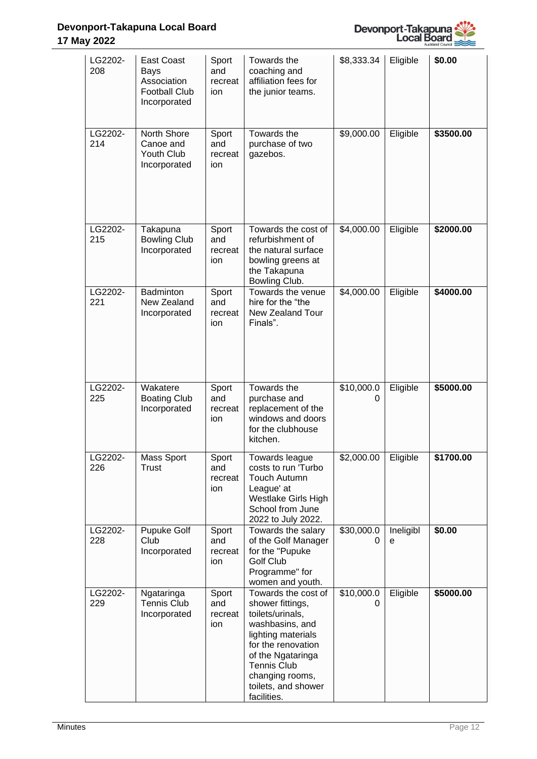| LG2202-208 | East Coast Bays Association Football Club Incorporated | Sport and recreation | Towards the coaching and affiliation fees for the junior teams. | $8,333.34 | Eligible | **$0.00** |
|---|---|---|---|---|---|---|
| LG2202-214 | North Shore Canoe and Youth Club Incorporated | Sport and recreation | Towards the purchase of two gazebos. | $9,000.00 | Eligible | **$3500.00** |
| LG2202-215 | Takapuna Bowling Club Incorporated | Sport and recreation | Towards the cost of refurbishment of the natural surface bowling greens at the Takapuna Bowling Club. | $4,000.00 | Eligible | **$2000.00** |
| LG2202-221 | Badminton New Zealand Incorporated | Sport and recreation | Towards the venue hire for the "the New Zealand Tour Finals". | $4,000.00 | Eligible | **$4000.00** |
| LG2202-225 | Wakatere Boating Club Incorporated | Sport and recreation | Towards the purchase and replacement of the windows and doors for the clubhouse kitchen. | $10,000.00 | Eligible | **$5000.00** |
| LG2202-226 | Mass Sport Trust | Sport and recreation | Towards league costs to run 'Turbo Touch Autumn League' at Westlake Girls High School from June 2022 to July 2022. | $2,000.00 | Eligible | **$1700.00** |
| LG2202-228 | Pupuke Golf Club Incorporated | Sport and recreation | Towards the salary of the Golf Manager for the "Pupuke Golf Club Programme" for women and youth. | $30,000.00 | Ineligible | **$0.00** |
| LG2202-229 | Ngataringa Tennis Club Incorporated | Sport and recreation | Towards the cost of shower fittings, toilets/urinals, washbasins, and lighting materials for the renovation of the Ngataringa Tennis Club changing rooms, toilets, and shower facilities. | $10,000.00 | Eligible | **$5000.00** |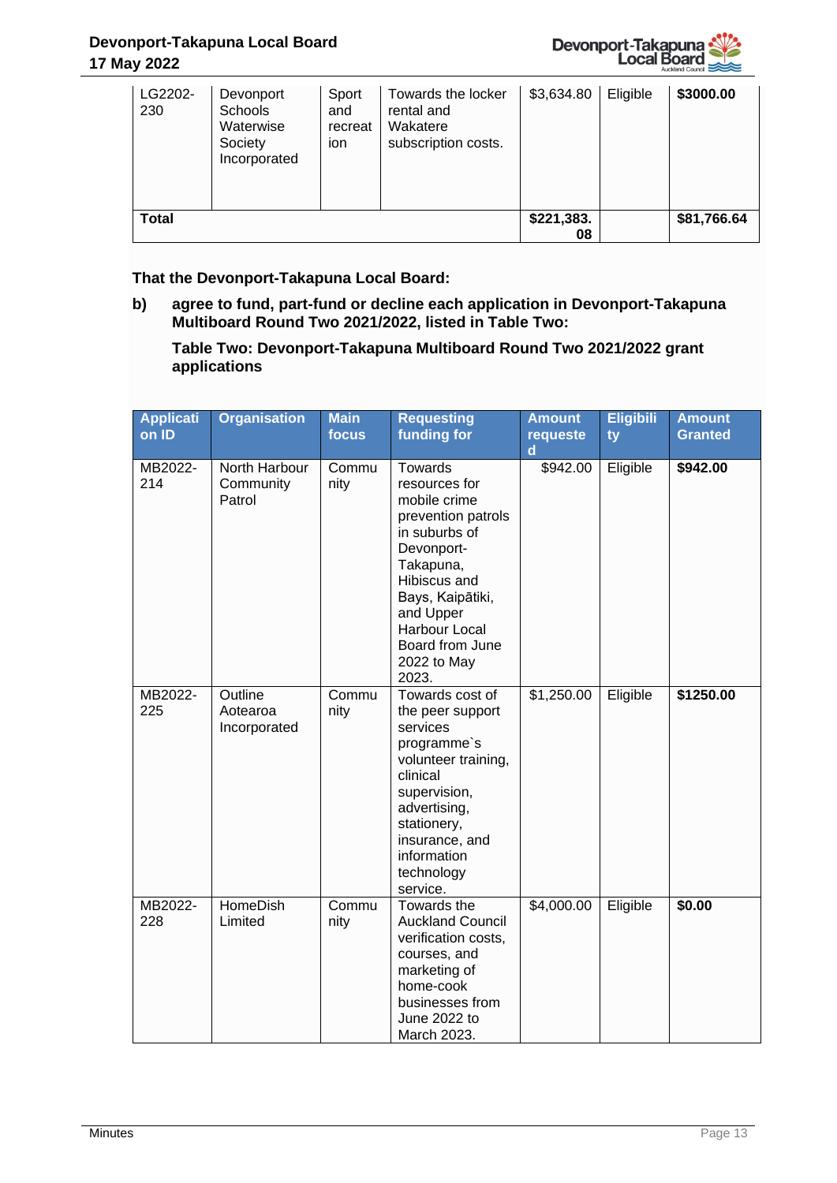| | | | | | | |
|---|---|---|---|---|---|---|
| LG2202-230 | Devonport Schools Waterwise Society Incorporated | Sport and recreation | Towards the locker rental and Wakatere subscription costs. | $3,634.80 | Eligible | **$3000.00** |
| **Total** | | | | **$221,383.08** | | **$81,766.64** |

**That the Devonport-Takapuna Local Board:**

**b)** **agree to fund, part-fund or decline each application in Devonport-Takapuna Multiboard Round Two 2021/2022, listed in Table Two:**

**Table Two: Devonport-Takapuna Multiboard Round Two 2021/2022 grant applications**

| Application ID | Organisation | Main focus | Requesting funding for | Amount requested | Eligibility | Amount Granted |
|---|---|---|---|---|---|---|
| MB2022-214 | North Harbour Community Patrol | Community | Towards resources for mobile crime prevention patrols in suburbs of Devonport-Takapuna, Hibiscus and Bays, Kaipātiki, and Upper Harbour Local Board from June 2022 to May 2023. | $942.00 | Eligible | **$942.00** |
| MB2022-225 | Outline Aotearoa Incorporated | Community | Towards cost of the peer support services programme`s volunteer training, clinical supervision, advertising, stationery, insurance, and information technology service. | $1,250.00 | Eligible | **$1250.00** |
| MB2022-228 | HomeDish Limited | Community | Towards the Auckland Council verification costs, courses, and marketing of home-cook businesses from June 2022 to March 2023. | $4,000.00 | Eligible | **$0.00** |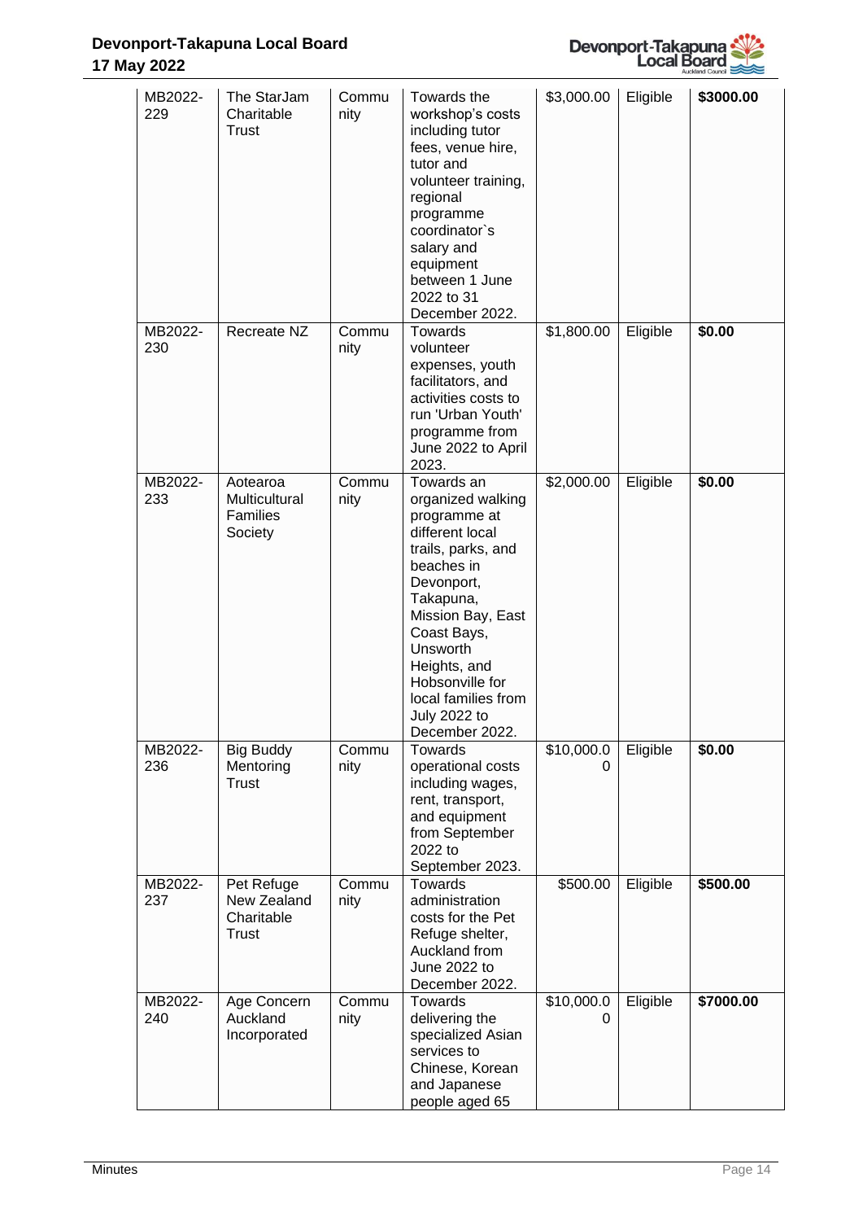| MB2022-229 | The StarJam Charitable Trust | Community | Towards the workshop's costs including tutor fees, venue hire, tutor and volunteer training, regional programme coordinator`s salary and equipment between 1 June 2022 to 31 December 2022. | $3,000.00 | Eligible | **$3000.00** |
|---|---|---|---|---|---|---|
| MB2022-230 | Recreate NZ | Community | Towards volunteer expenses, youth facilitators, and activities costs to run 'Urban Youth' programme from June 2022 to April 2023. | $1,800.00 | Eligible | **$0.00** |
| MB2022-233 | Aotearoa Multicultural Families Society | Community | Towards an organized walking programme at different local trails, parks, and beaches in Devonport, Takapuna, Mission Bay, East Coast Bays, Unsworth Heights, and Hobsonville for local families from July 2022 to December 2022. | $2,000.00 | Eligible | **$0.00** |
| MB2022-236 | Big Buddy Mentoring Trust | Community | Towards operational costs including wages, rent, transport, and equipment from September 2022 to September 2023. | $10,000.00 | Eligible | **$0.00** |
| MB2022-237 | Pet Refuge New Zealand Charitable Trust | Community | Towards administration costs for the Pet Refuge shelter, Auckland from June 2022 to December 2022. | $500.00 | Eligible | **$500.00** |
| MB2022-240 | Age Concern Auckland Incorporated | Community | Towards delivering the specialized Asian services to Chinese, Korean and Japanese people aged 65 | $10,000.00 | Eligible | **$7000.00** |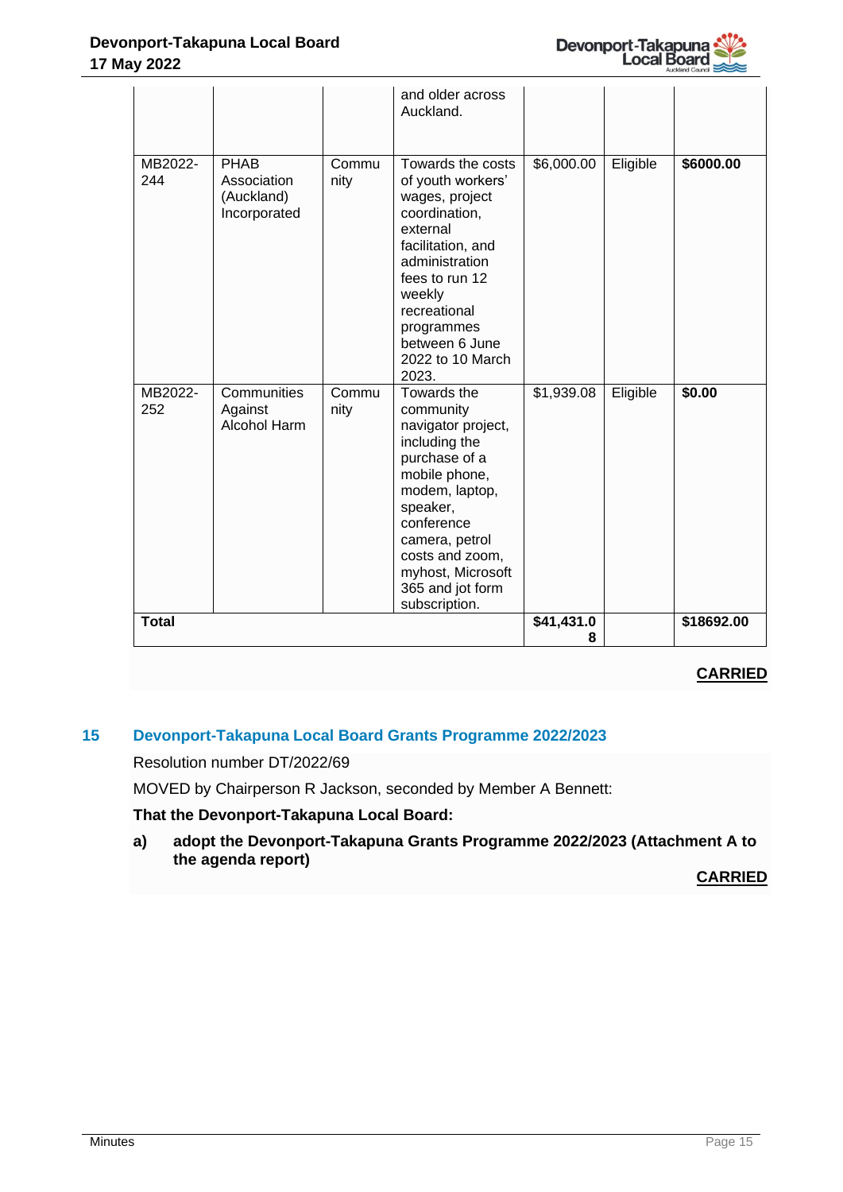| | | | and older across Auckland. | | | |
|---|---|---|---|---|---|---|
| MB2022-244 | PHAB Association (Auckland) Incorporated | Community | Towards the costs of youth workers' wages, project coordination, external facilitation, and administration fees to run 12 weekly recreational programmes between 6 June 2022 to 10 March 2023. | $6,000.00 | Eligible | **$6000.00** |
| MB2022-252 | Communities Against Alcohol Harm | Community | Towards the community navigator project, including the purchase of a mobile phone, modem, laptop, speaker, conference camera, petrol costs and zoom, myhost, Microsoft 365 and jot form subscription. | $1,939.08 | Eligible | **$0.00** |
| **Total** | | | | **$41,431.08** | | **$18692.00** |

**CARRIED**

## 15 Devonport-Takapuna Local Board Grants Programme 2022/2023

Resolution number DT/2022/69

MOVED by Chairperson R Jackson, seconded by Member A Bennett:

**That the Devonport-Takapuna Local Board:**

**a) adopt the Devonport-Takapuna Grants Programme 2022/2023 (Attachment A to the agenda report)**

**CARRIED**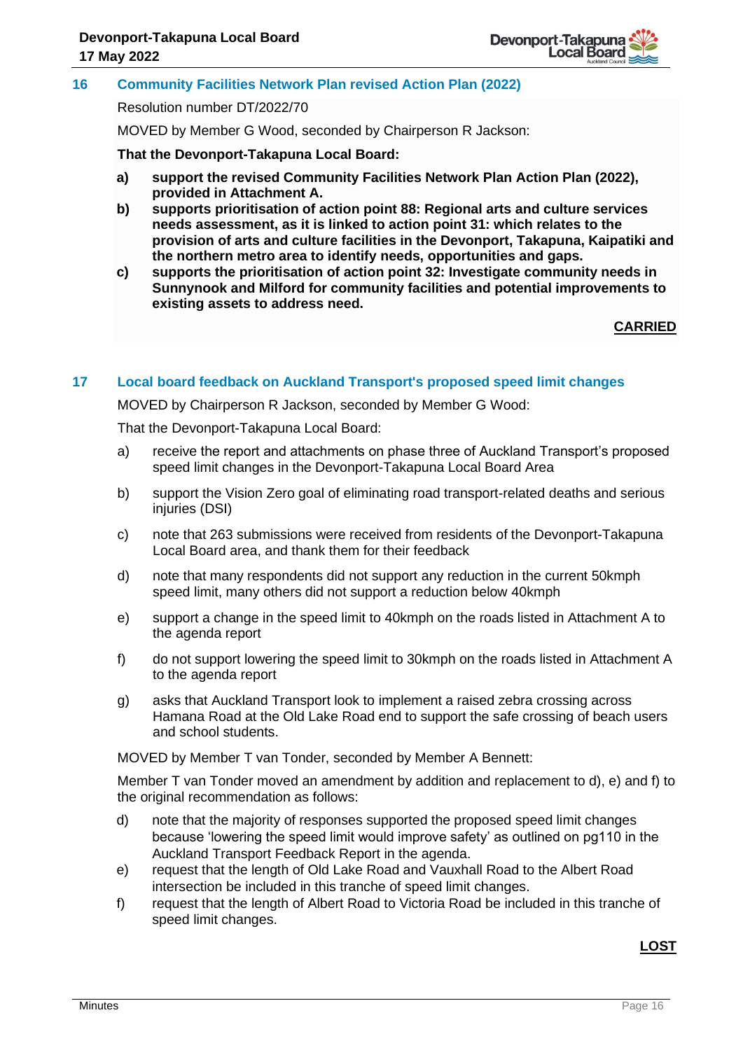## 16 Community Facilities Network Plan revised Action Plan (2022)

Resolution number DT/2022/70

MOVED by Member G Wood, seconded by Chairperson R Jackson:

**That the Devonport-Takapuna Local Board:**

**a) support the revised Community Facilities Network Plan Action Plan (2022), provided in Attachment A.**

**b) supports prioritisation of action point 88: Regional arts and culture services needs assessment, as it is linked to action point 31: which relates to the provision of arts and culture facilities in the Devonport, Takapuna, Kaipatiki and the northern metro area to identify needs, opportunities and gaps.**

**c) supports the prioritisation of action point 32: Investigate community needs in Sunnynook and Milford for community facilities and potential improvements to existing assets to address need.**

**CARRIED**

## 17 Local board feedback on Auckland Transport's proposed speed limit changes

MOVED by Chairperson R Jackson, seconded by Member G Wood:

That the Devonport-Takapuna Local Board:

a) receive the report and attachments on phase three of Auckland Transport's proposed speed limit changes in the Devonport-Takapuna Local Board Area

b) support the Vision Zero goal of eliminating road transport-related deaths and serious injuries (DSI)

c) note that 263 submissions were received from residents of the Devonport-Takapuna Local Board area, and thank them for their feedback

d) note that many respondents did not support any reduction in the current 50kmph speed limit, many others did not support a reduction below 40kmph

e) support a change in the speed limit to 40kmph on the roads listed in Attachment A to the agenda report

f) do not support lowering the speed limit to 30kmph on the roads listed in Attachment A to the agenda report

g) asks that Auckland Transport look to implement a raised zebra crossing across Hamana Road at the Old Lake Road end to support the safe crossing of beach users and school students.

MOVED by Member T van Tonder, seconded by Member A Bennett:

Member T van Tonder moved an amendment by addition and replacement to d), e) and f) to the original recommendation as follows:

d) note that the majority of responses supported the proposed speed limit changes because 'lowering the speed limit would improve safety' as outlined on pg110 in the Auckland Transport Feedback Report in the agenda.

e) request that the length of Old Lake Road and Vauxhall Road to the Albert Road intersection be included in this tranche of speed limit changes.

f) request that the length of Albert Road to Victoria Road be included in this tranche of speed limit changes.

**LOST**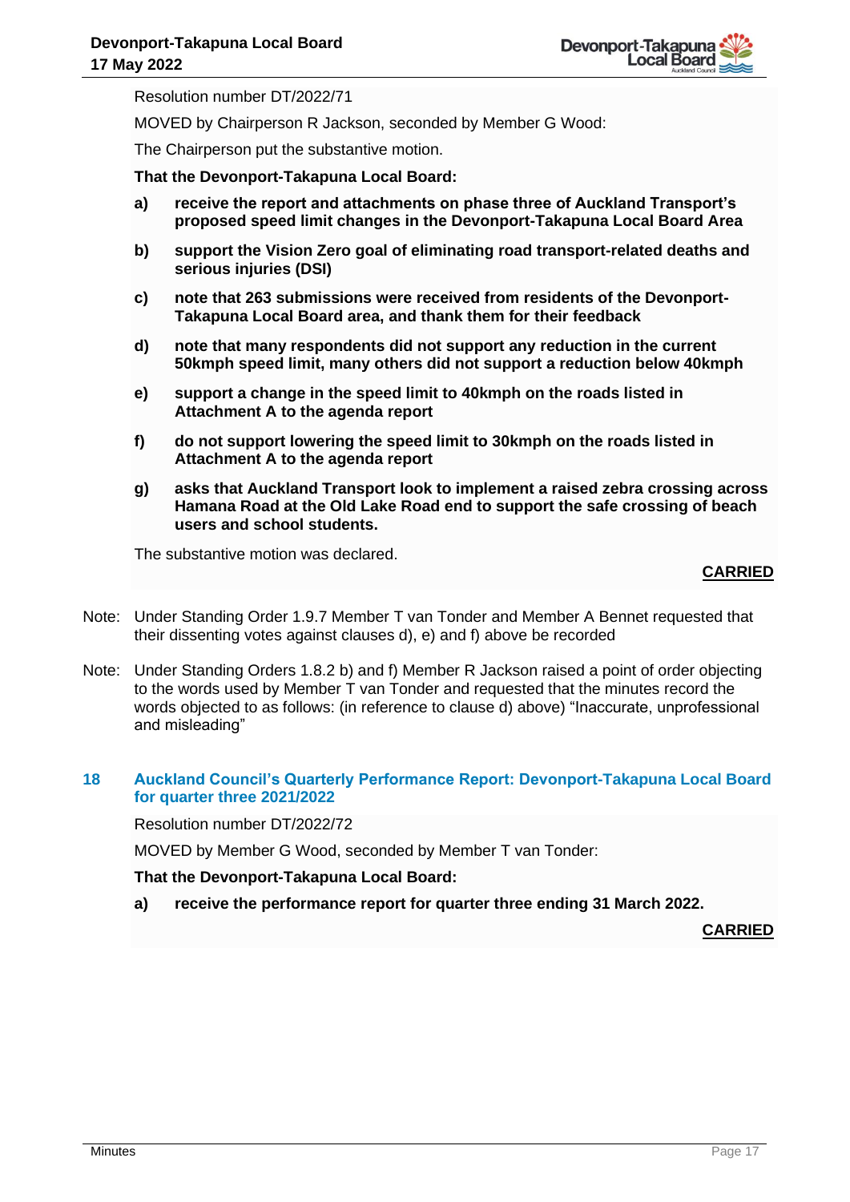Resolution number DT/2022/71

MOVED by Chairperson R Jackson, seconded by Member G Wood:

The Chairperson put the substantive motion.

**That the Devonport-Takapuna Local Board:**

**a) receive the report and attachments on phase three of Auckland Transport's proposed speed limit changes in the Devonport-Takapuna Local Board Area**

**b) support the Vision Zero goal of eliminating road transport-related deaths and serious injuries (DSI)**

**c) note that 263 submissions were received from residents of the Devonport-Takapuna Local Board area, and thank them for their feedback**

**d) note that many respondents did not support any reduction in the current 50kmph speed limit, many others did not support a reduction below 40kmph**

**e) support a change in the speed limit to 40kmph on the roads listed in Attachment A to the agenda report**

**f) do not support lowering the speed limit to 30kmph on the roads listed in Attachment A to the agenda report**

**g) asks that Auckland Transport look to implement a raised zebra crossing across Hamana Road at the Old Lake Road end to support the safe crossing of beach users and school students.**

The substantive motion was declared.

**CARRIED**

Note: Under Standing Order 1.9.7 Member T van Tonder and Member A Bennet requested that their dissenting votes against clauses d), e) and f) above be recorded

Note: Under Standing Orders 1.8.2 b) and f) Member R Jackson raised a point of order objecting to the words used by Member T van Tonder and requested that the minutes record the words objected to as follows: (in reference to clause d) above) "Inaccurate, unprofessional and misleading"

## 18 Auckland Council's Quarterly Performance Report: Devonport-Takapuna Local Board for quarter three 2021/2022

Resolution number DT/2022/72

MOVED by Member G Wood, seconded by Member T van Tonder:

**That the Devonport-Takapuna Local Board:**

**a) receive the performance report for quarter three ending 31 March 2022.**

**CARRIED**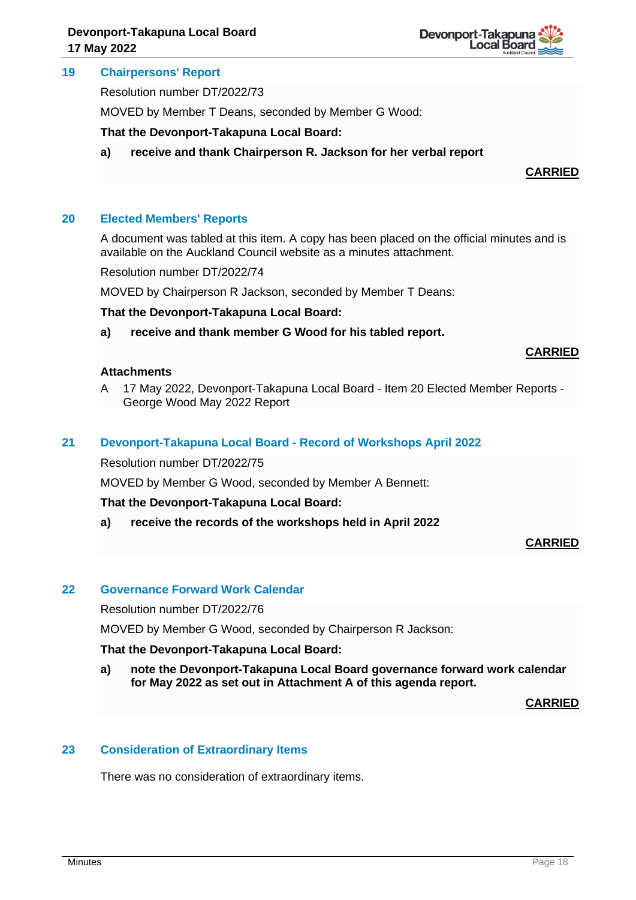## 19 Chairpersons' Report

Resolution number DT/2022/73

MOVED by Member T Deans, seconded by Member G Wood:

**That the Devonport-Takapuna Local Board:**

**a) receive and thank Chairperson R. Jackson for her verbal report**

**CARRIED**

## 20 Elected Members' Reports

A document was tabled at this item. A copy has been placed on the official minutes and is available on the Auckland Council website as a minutes attachment.

Resolution number DT/2022/74

MOVED by Chairperson R Jackson, seconded by Member T Deans:

**That the Devonport-Takapuna Local Board:**

**a) receive and thank member G Wood for his tabled report.**

**CARRIED**

**Attachments**

A 17 May 2022, Devonport-Takapuna Local Board - Item 20 Elected Member Reports - George Wood May 2022 Report

## 21 Devonport-Takapuna Local Board - Record of Workshops April 2022

Resolution number DT/2022/75

MOVED by Member G Wood, seconded by Member A Bennett:

**That the Devonport-Takapuna Local Board:**

**a) receive the records of the workshops held in April 2022**

**CARRIED**

## 22 Governance Forward Work Calendar

Resolution number DT/2022/76

MOVED by Member G Wood, seconded by Chairperson R Jackson:

**That the Devonport-Takapuna Local Board:**

**a) note the Devonport-Takapuna Local Board governance forward work calendar for May 2022 as set out in Attachment A of this agenda report.**

**CARRIED**

## 23 Consideration of Extraordinary Items

There was no consideration of extraordinary items.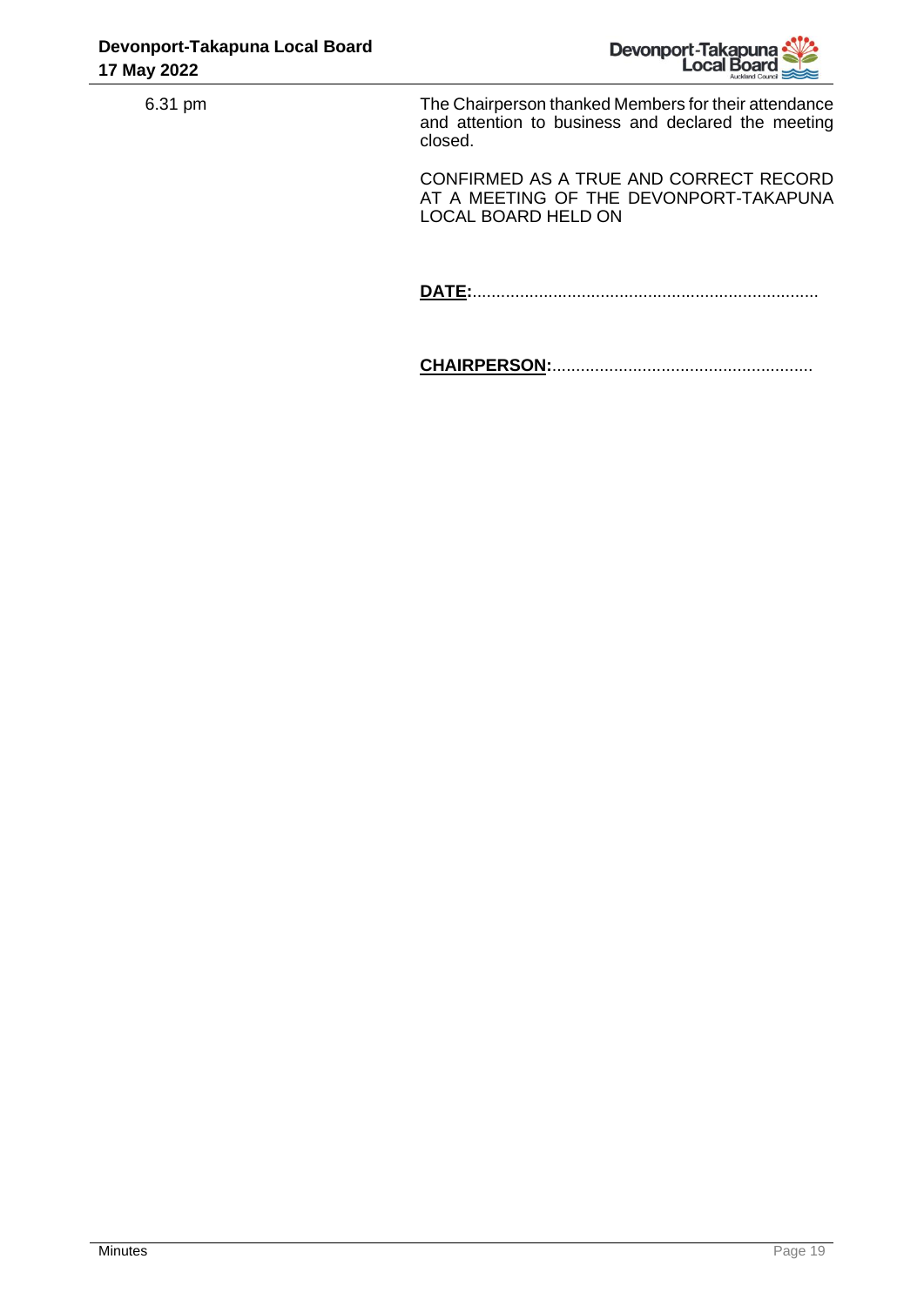6.31 pm

The Chairperson thanked Members for their attendance and attention to business and declared the meeting closed.

CONFIRMED AS A TRUE AND CORRECT RECORD AT A MEETING OF THE DEVONPORT-TAKAPUNA LOCAL BOARD HELD ON

**DATE:**.........................................................................

**CHAIRPERSON:**.......................................................